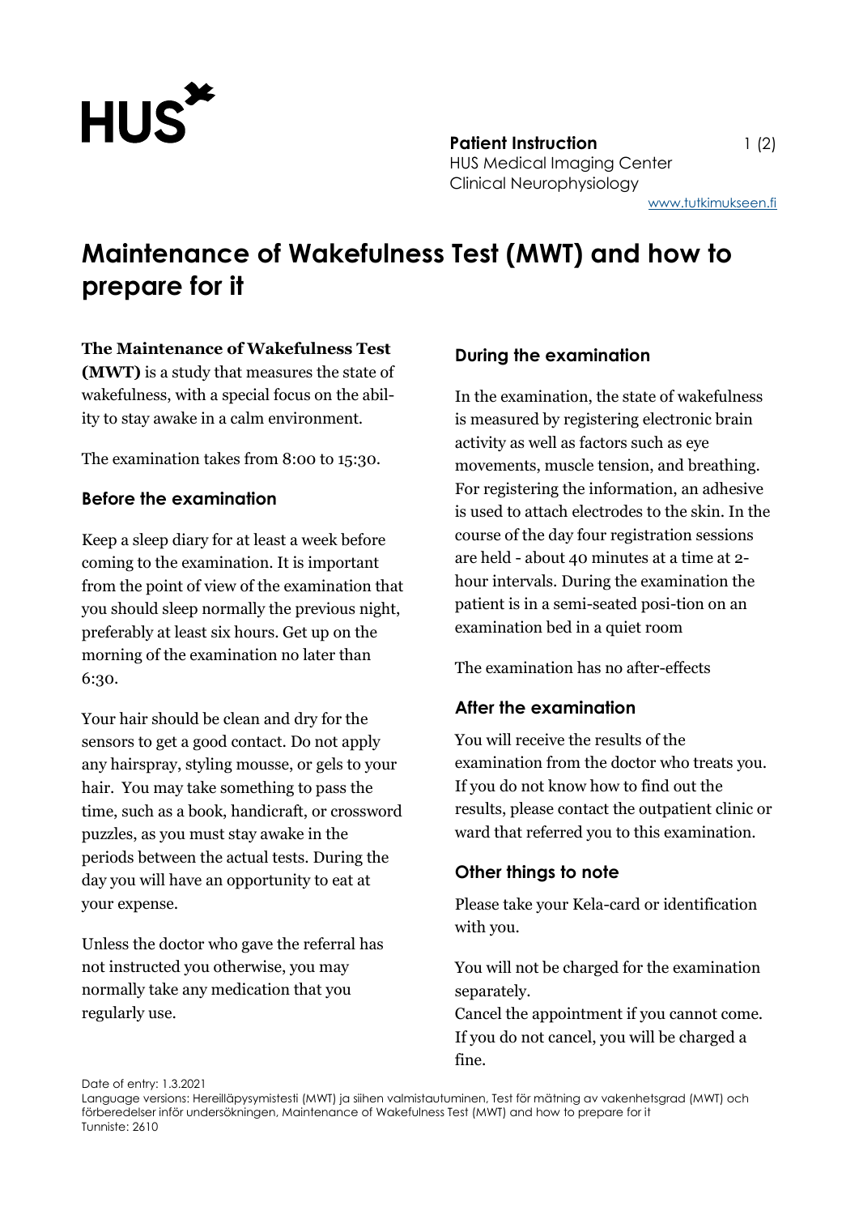**Patient Instruction**
HUS Medical Imaging Center
Clinical Neurophysiology

www.tutkimukseen.fi

# Maintenance of Wakefulness Test (MWT) and how to prepare for it

**The Maintenance of Wakefulness Test (MWT)** is a study that measures the state of wakefulness, with a special focus on the ability to stay awake in a calm environment.

The examination takes from 8:00 to 15:30.

## Before the examination

Keep a sleep diary for at least a week before coming to the examination. It is important from the point of view of the examination that you should sleep normally the previous night, preferably at least six hours. Get up on the morning of the examination no later than 6:30.

Your hair should be clean and dry for the sensors to get a good contact. Do not apply any hairspray, styling mousse, or gels to your hair. You may take something to pass the time, such as a book, handicraft, or crossword puzzles, as you must stay awake in the periods between the actual tests. During the day you will have an opportunity to eat at your expense.

Unless the doctor who gave the referral has not instructed you otherwise, you may normally take any medication that you regularly use.

## During the examination

In the examination, the state of wakefulness is measured by registering electronic brain activity as well as factors such as eye movements, muscle tension, and breathing. For registering the information, an adhesive is used to attach electrodes to the skin. In the course of the day four registration sessions are held - about 40 minutes at a time at 2-hour intervals. During the examination the patient is in a semi-seated posi-tion on an examination bed in a quiet room

The examination has no after-effects

## After the examination

You will receive the results of the examination from the doctor who treats you. If you do not know how to find out the results, please contact the outpatient clinic or ward that referred you to this examination.

## Other things to note

Please take your Kela-card or identification with you.

You will not be charged for the examination separately.
Cancel the appointment if you cannot come. If you do not cancel, you will be charged a fine.

Date of entry: 1.3.2021
Language versions: Hereilläpysymistesti (MWT) ja siihen valmistautuminen, Test för mätning av vakenhetsgrad (MWT) och förberedelser inför undersökningen, Maintenance of Wakefulness Test (MWT) and how to prepare for it
Tunniste: 2610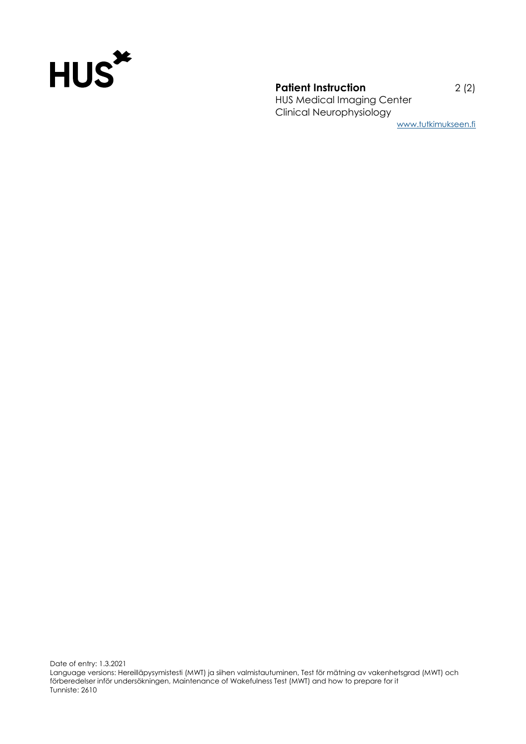Date of entry: 1.3.2021
Language versions: Hereilläpysymistesti (MWT) ja siihen valmistautuminen, Test för mätning av vakenhetsgrad (MWT) och förberedelser inför undersökningen, Maintenance of Wakefulness Test (MWT) and how to prepare for it
Tunniste: 2610